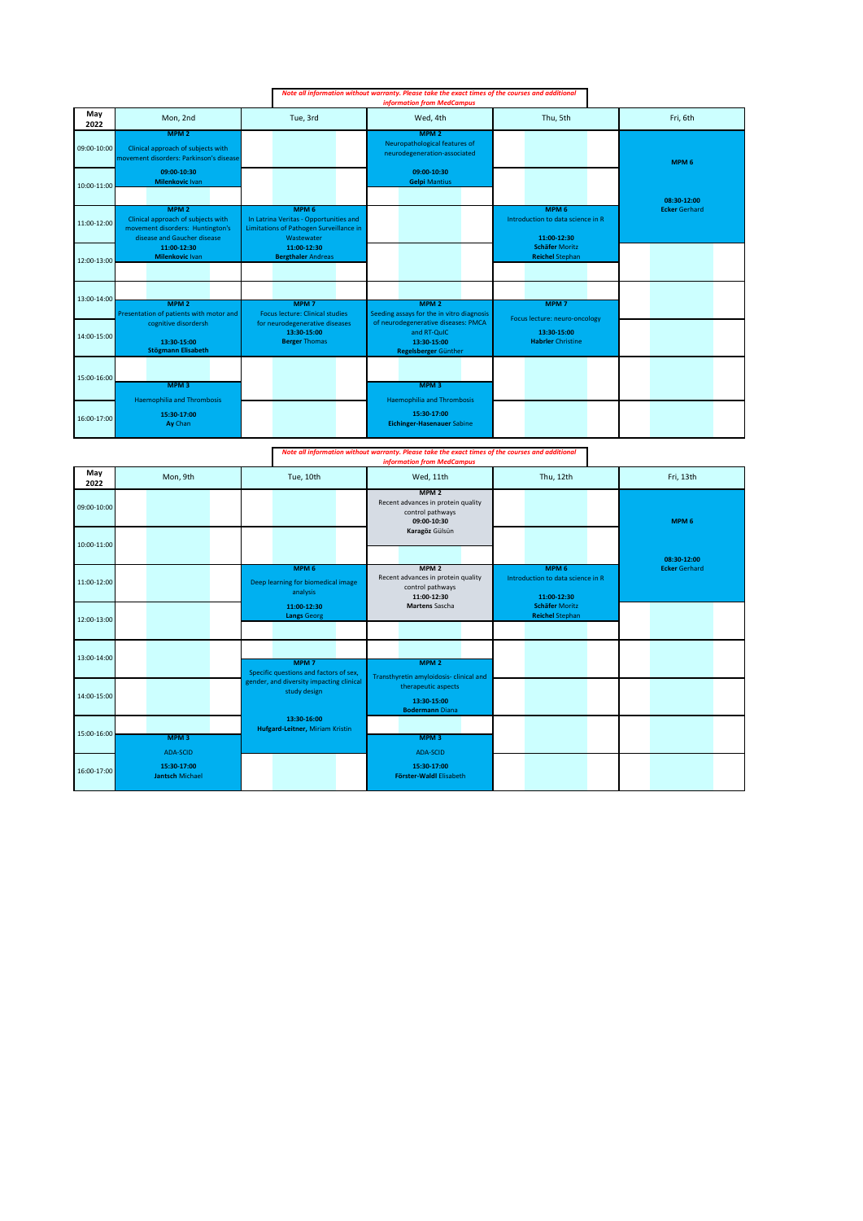*Note all information without warranty. Please take the exact times of the courses and additional information from MedCampus*

| May 2022 | Mon, 2nd | Tue, 3rd | Wed, 4th | Thu, 5th | Fri, 6th |
|---|---|---|---|---|---|
| 09:00-10:00 | **MPM 2** Clinical approach of subjects with movement disorders: Parkinson's disease **09:00-10:30** **Milenkovic** Ivan | | **MPM 2** Neuropathological features of neurodegeneration-associated **09:00-10:30** **Gelpi** Mantius | | **MPM 6** **08:30-12:00** **Ecker** Gerhard |
| 10:00-11:00 | | | | | |
| 11:00-12:00 | **MPM 2** Clinical approach of subjects with movement disorders: Huntington's disease and Gaucher disease **11:00-12:30** **Milenkovic** Ivan | **MPM 6** In Latrina Veritas - Opportunities and Limitations of Pathogen Surveillance in Wastewater **11:00-12:30** **Bergthaler** Andreas | | **MPM 6** Introduction to data science in R **11:00-12:30** **Schäfer** Moritz **Reichel** Stephan | |
| 12:00-13:00 | | | | | |
| 13:00-14:00 | **MPM 2** Presentation of patients with motor and cognitive disordersh **13:30-15:00** **Stögmann Elisabeth** | **MPM 7** Focus lecture: Clinical studies for neurodegenerative diseases **13:30-15:00** **Berger** Thomas | **MPM 2** Seeding assays for the in vitro diagnosis of neurodegenerative diseases: PMCA and RT-QuIC **13:30-15:00** **Regelsberger** Günther | **MPM 7** Focus lecture: neuro-oncology **13:30-15:00** **Habrler** Christine | |
| 14:00-15:00 | | | | | |
| 15:00-16:00 | **MPM 3** Haemophilia and Thrombosis **15:30-17:00** **Ay** Chan | | **MPM 3** Haemophilia and Thrombosis **15:30-17:00** **Eichinger-Hasenauer** Sabine | | |
| 16:00-17:00 | | | | | |

*Note all information without warranty. Please take the exact times of the courses and additional information from MedCampus*

| May 2022 | Mon, 9th | Tue, 10th | Wed, 11th | Thu, 12th | Fri, 13th |
|---|---|---|---|---|---|
| 09:00-10:00 | | | **MPM 2** Recent advances in protein quality control pathways **09:00-10:30** **Karagöz** Gülsün | | **MPM 6** **08:30-12:00** **Ecker** Gerhard |
| 10:00-11:00 | | | | | |
| 11:00-12:00 | | **MPM 6** Deep learning for biomedical image analysis **11:00-12:30** **Langs** Georg | **MPM 2** Recent advances in protein quality control pathways **11:00-12:30** **Martens** Sascha | **MPM 6** Introduction to data science in R **11:00-12:30** **Schäfer** Moritz **Reichel** Stephan | |
| 12:00-13:00 | | | | | |
| 13:00-14:00 | | **MPM 7** Specific questions and factors of sex, gender, and diversity impacting clinical study design **13:30-16:00** **Hufgard-Leitner,** Miriam Kristin | **MPM 2** Transthyretin amyloidosis- clinical and therapeutic aspects **13:30-15:00** **Bodermann** Diana | | |
| 14:00-15:00 | | | | | |
| 15:00-16:00 | **MPM 3** ADA-SCID **15:30-17:00** **Jantsch** Michael | | **MPM 3** ADA-SCID **15:30-17:00** **Förster-Waldl** Elisabeth | | |
| 16:00-17:00 | | | | | |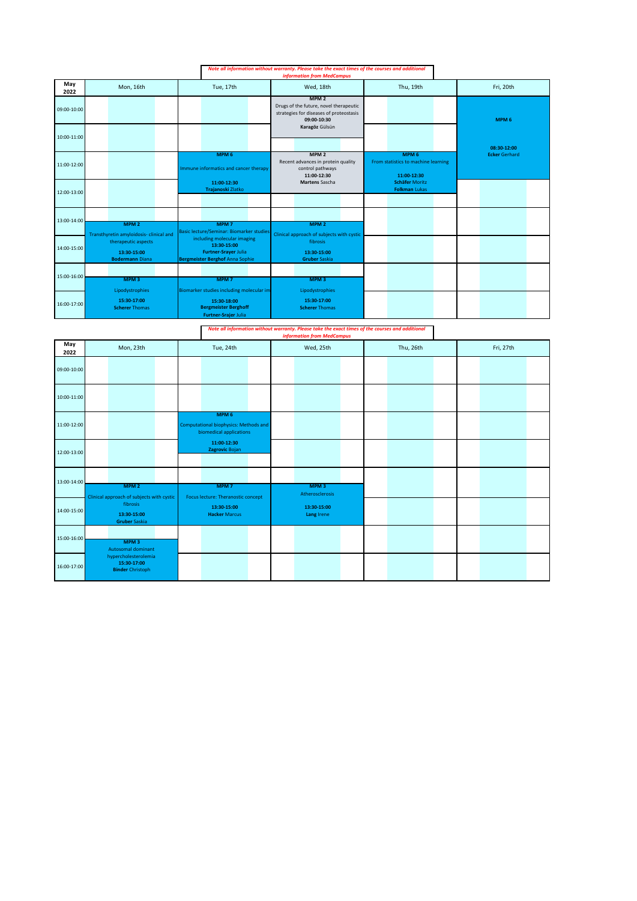*Note all information without warranty. Please take the exact times of the courses and additional information from MedCampus*

| May 2022 | Mon, 16th | Tue, 17th | Wed, 18th | Thu, 19th | Fri, 20th |
|---|---|---|---|---|---|
| 09:00-10:00 | | | **MPM 2** Drugs of the future, novel therapeutic strategies for diseases of proteostasis **09:00-10:30** **Karagöz** Gülsün | | **MPM 6** **08:30-12:00** **Ecker** Gerhard |
| 10:00-11:00 | | | | | |
| 11:00-12:00 | | **MPM 6** Immune informatics and cancer therapy **11:00-12:30** **Trajanoski** Zlatko | **MPM 2** Recent advances in protein quality control pathways **11:00-12:30** **Martens** Sascha | **MPM 6** From statistics to machine learning **11:00-12:30** **Schäfer** Moritz **Folkman** Lukas | |
| 12:00-13:00 | | | | | |
| 13:00-14:00 | **MPM 2** Transthyretin amyloidosis- clinical and therapeutic aspects **13:30-15:00** **Bodermann** Diana | **MPM 7** Basic lecture/Seminar: Biomarker studies including molecular imaging **13:30-15:00** **Furtner-Srajer** Julia **Bergmeister Berghof** Anna Sophie | **MPM 2** Clinical approach of subjects with cystic fibrosis **13:30-15:00** **Gruber** Saskia | | |
| 14:00-15:00 | | | | | |
| 15:00-16:00 | **MPM 3** Lipodystrophies **15:30-17:00** **Scherer** Thomas | **MPM 7** Biomarker studies including molecular im **15:30-18:00** **Bergmeister Berghoff** **Furtner-Srajer** Julia | **MPM 3** Lipodystrophies **15:30-17:00** **Scherer** Thomas | | |
| 16:00-17:00 | | | | | |

*Note all information without warranty. Please take the exact times of the courses and additional information from MedCampus*

| May 2022 | Mon, 23th | Tue, 24th | Wed, 25th | Thu, 26th | Fri, 27th |
|---|---|---|---|---|---|
| 09:00-10:00 | | | | | |
| 10:00-11:00 | | | | | |
| 11:00-12:00 | | **MPM 6** Computational biophysics: Methods and biomedical applications **11:00-12:30** **Zagrovic** Bojan | | | |
| 12:00-13:00 | | | | | |
| 13:00-14:00 | **MPM 2** Clinical approach of subjects with cystic fibrosis **13:30-15:00** **Gruber** Saskia | **MPM 7** Focus lecture: Theranostic concept **13:30-15:00** **Hacker** Marcus | **MPM 3** Atherosclerosis **13:30-15:00** **Lang** Irene | | |
| 14:00-15:00 | | | | | |
| 15:00-16:00 | **MPM 3** Autosomal dominant hypercholesterolemia **15:30-17:00** **Binder** Christoph | | | | |
| 16:00-17:00 | | | | | |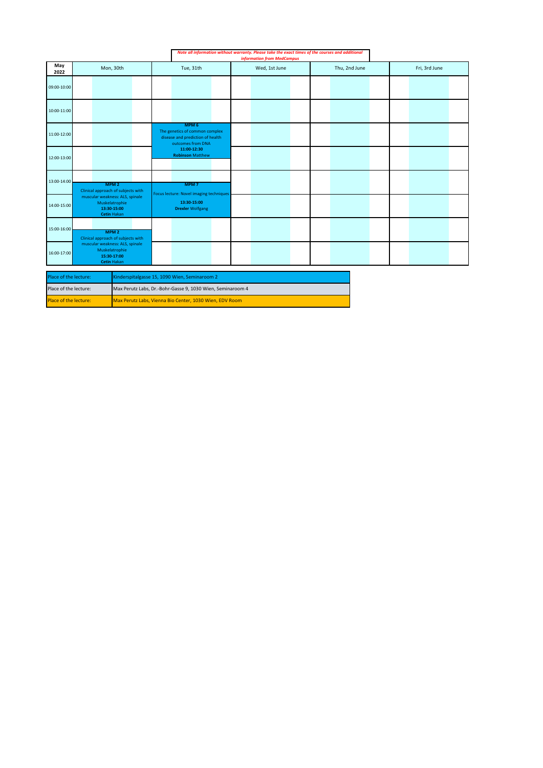*Note all information without warranty. Please take the exact times of the courses and additional information from MedCampus*

| May 2022 | Mon, 30th | Tue, 31th | Wed, 1st June | Thu, 2nd June | Fri, 3rd June |
|---|---|---|---|---|---|
| 09:00-10:00 | | | | | |
| 10:00-11:00 | | | | | |
| 11:00-12:00 | | **MPM 6** The genetics of common complex disease and prediction of health outcomes from DNA **11:00-12:30** **Robinson** Matthew | | | |
| 12:00-13:00 | | | | | |
| 13:00-14:00 | **MPM 2** Clinical approach of subjects with muscular weakness: ALS, spinale Muskelatrophie **13:30-15:00** **Cetin** Hakan | **MPM 7** Focus lecture: Novel imaging techniques **13:30-15:00** **Drexler** Wolfgang | | | |
| 14:00-15:00 | | | | | |
| 15:00-16:00 | **MPM 2** Clinical approach of subjects with muscular weakness: ALS, spinale Muskelatrophie **15:30-17:00** **Cetin** Hakan | | | | |
| 16:00-17:00 | | | | | |

| | |
|---|---|
| Place of the lecture: | Kinderspitalgasse 15, 1090 Wien, Seminaroom 2 |
| Place of the lecture: | Max Perutz Labs, Dr.-Bohr-Gasse 9, 1030 Wien, Seminaroom 4 |
| Place of the lecture: | Max Perutz Labs, Vienna Bio Center, 1030 Wien, EDV Room |